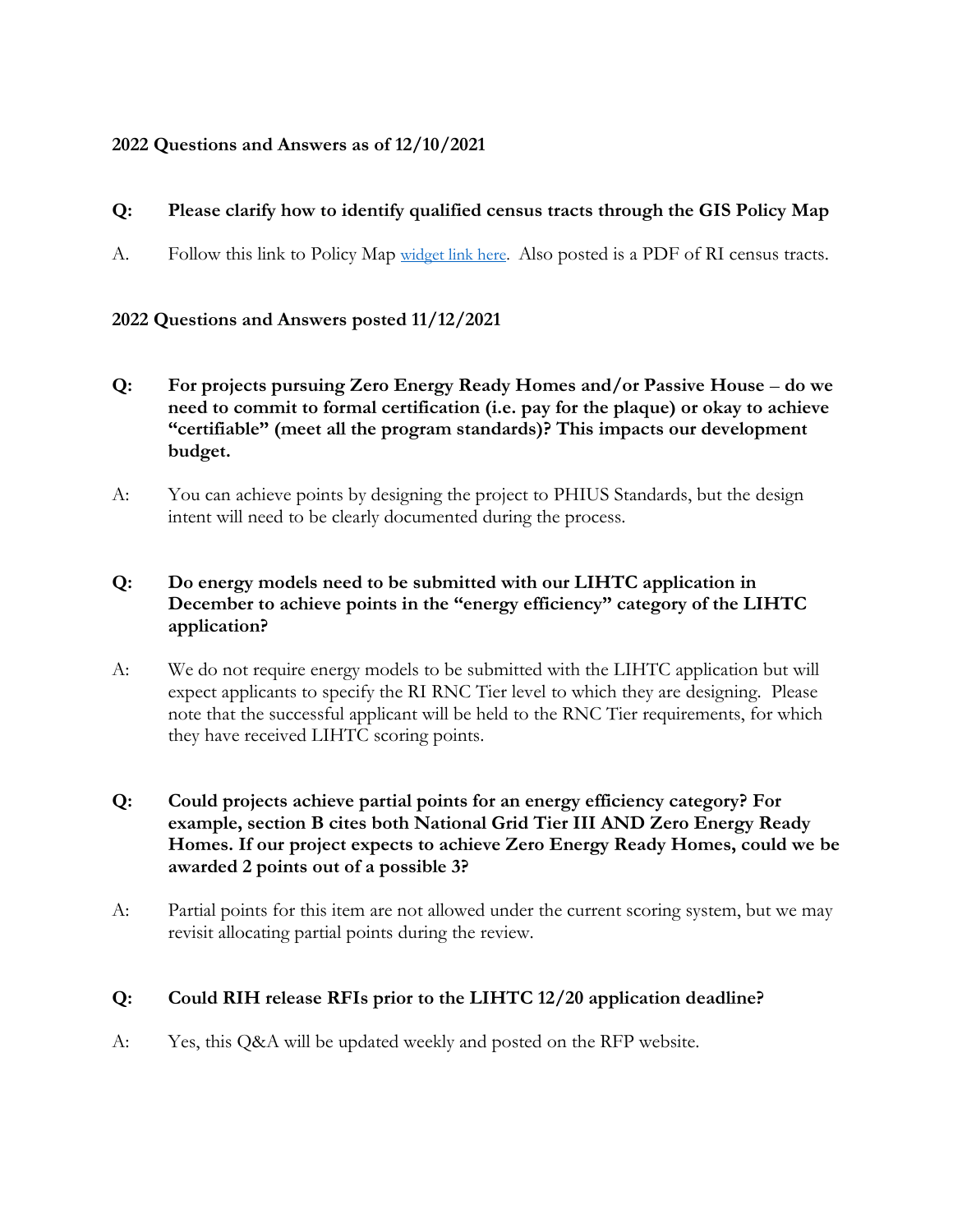**2022 Questions and Answers as of 12/10/2021**

**Q: Please clarify how to identify qualified census tracts through the GIS Policy Map**

A. Follow this link to Policy Map widget link here. Also posted is a PDF of RI census tracts.

**2022 Questions and Answers posted 11/12/2021**

**Q: For projects pursuing Zero Energy Ready Homes and/or Passive House – do we need to commit to formal certification (i.e. pay for the plaque) or okay to achieve "certifiable" (meet all the program standards)? This impacts our development budget.**

A: You can achieve points by designing the project to PHIUS Standards, but the design intent will need to be clearly documented during the process.

**Q: Do energy models need to be submitted with our LIHTC application in December to achieve points in the "energy efficiency" category of the LIHTC application?**

A: We do not require energy models to be submitted with the LIHTC application but will expect applicants to specify the RI RNC Tier level to which they are designing. Please note that the successful applicant will be held to the RNC Tier requirements, for which they have received LIHTC scoring points.

**Q: Could projects achieve partial points for an energy efficiency category? For example, section B cites both National Grid Tier III AND Zero Energy Ready Homes. If our project expects to achieve Zero Energy Ready Homes, could we be awarded 2 points out of a possible 3?**

A: Partial points for this item are not allowed under the current scoring system, but we may revisit allocating partial points during the review.

**Q: Could RIH release RFIs prior to the LIHTC 12/20 application deadline?**

A: Yes, this Q&A will be updated weekly and posted on the RFP website.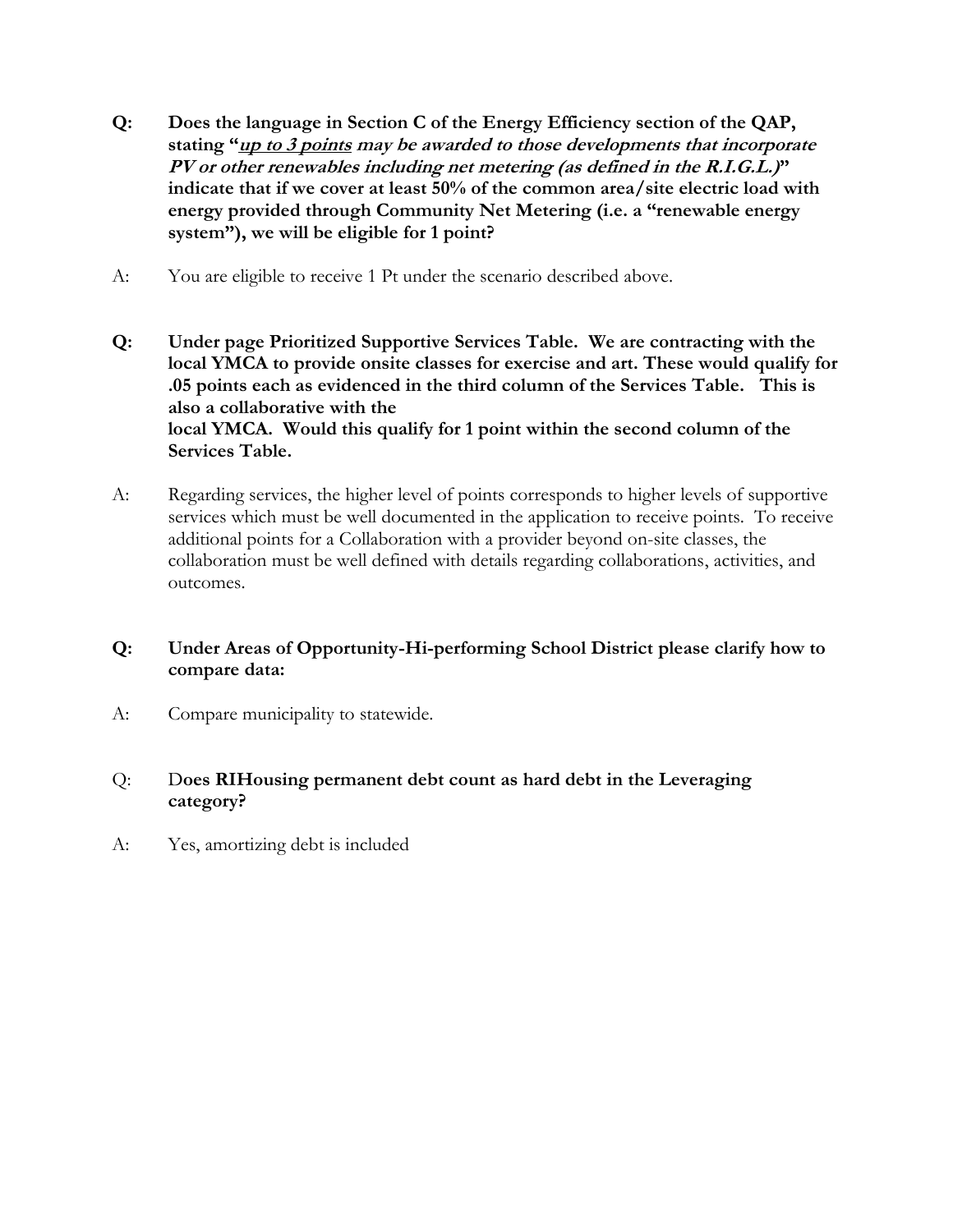**Q: Does the language in Section C of the Energy Efficiency section of the QAP, stating "*__up to 3 points__ may be awarded to those developments that incorporate PV or other renewables including net metering (as defined in the R.I.G.L.)*" indicate that if we cover at least 50% of the common area/site electric load with energy provided through Community Net Metering (i.e. a "renewable energy system"), we will be eligible for 1 point?**

A: You are eligible to receive 1 Pt under the scenario described above.

**Q: Under page Prioritized Supportive Services Table. We are contracting with the local YMCA to provide onsite classes for exercise and art. These would qualify for .05 points each as evidenced in the third column of the Services Table. This is also a collaborative with the local YMCA. Would this qualify for 1 point within the second column of the Services Table.**

A: Regarding services, the higher level of points corresponds to higher levels of supportive services which must be well documented in the application to receive points. To receive additional points for a Collaboration with a provider beyond on-site classes, the collaboration must be well defined with details regarding collaborations, activities, and outcomes.

**Q: Under Areas of Opportunity-Hi-performing School District please clarify how to compare data:**

A: Compare municipality to statewide.

Q: D**oes RIHousing permanent debt count as hard debt in the Leveraging category?**

A: Yes, amortizing debt is included